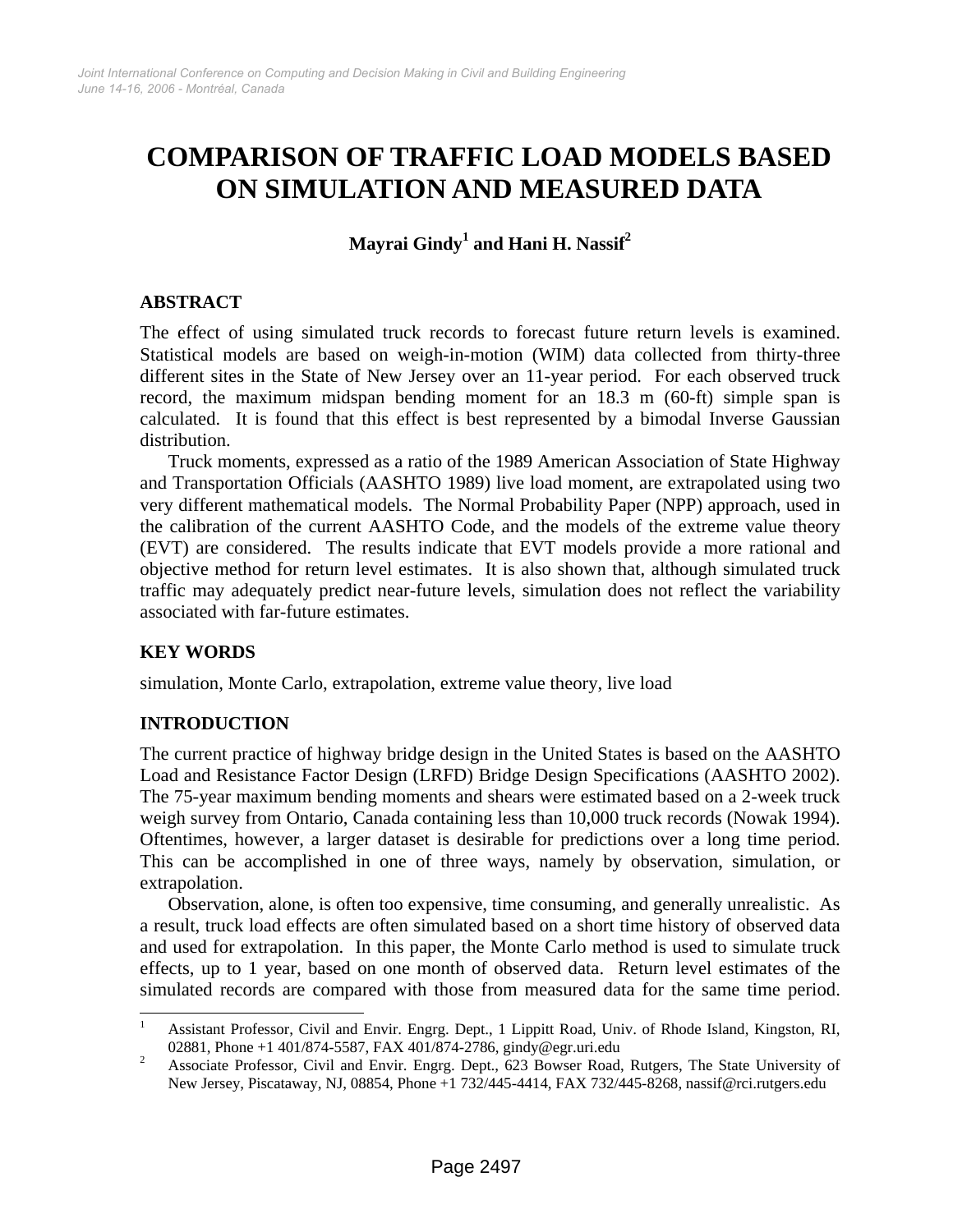#### COMPARISON OF TRAFFIC LOAD MODELS BASED ON SIMULATION AND MEASURED DATA

**Mayrai Gindy[1] and Hani H. Nassif[2]**

## ABSTRACT

The effect of using simulated truck records to forecast future return levels is examined. Statistical models are based on weigh-in-motion (WIM) data collected from thirty-three different sites in the State of New Jersey over an 11-year period. For each observed truck record, the maximum midspan bending moment for an 18.3 m (60-ft) simple span is calculated. It is found that this effect is best represented by a bimodal Inverse Gaussian distribution.

Truck moments, expressed as a ratio of the 1989 American Association of State Highway and Transportation Officials (AASHTO 1989) live load moment, are extrapolated using two very different mathematical models. The Normal Probability Paper (NPP) approach, used in the calibration of the current AASHTO Code, and the models of the extreme value theory (EVT) are considered. The results indicate that EVT models provide a more rational and objective method for return level estimates. It is also shown that, although simulated truck traffic may adequately predict near-future levels, simulation does not reflect the variability associated with far-future estimates.

## KEY WORDS

simulation, Monte Carlo, extrapolation, extreme value theory, live load

## INTRODUCTION

The current practice of highway bridge design in the United States is based on the AASHTO Load and Resistance Factor Design (LRFD) Bridge Design Specifications (AASHTO 2002). The 75-year maximum bending moments and shears were estimated based on a 2-week truck weigh survey from Ontario, Canada containing less than 10,000 truck records (Nowak 1994). Oftentimes, however, a larger dataset is desirable for predictions over a long time period. This can be accomplished in one of three ways, namely by observation, simulation, or extrapolation.

Observation, alone, is often too expensive, time consuming, and generally unrealistic. As a result, truck load effects are often simulated based on a short time history of observed data and used for extrapolation. In this paper, the Monte Carlo method is used to simulate truck effects, up to 1 year, based on one month of observed data. Return level estimates of the simulated records are compared with those from measured data for the same time period.

---

[1] Assistant Professor, Civil and Envir. Engrg. Dept., 1 Lippitt Road, Univ. of Rhode Island, Kingston, RI, 02881, Phone +1 401/874-5587, FAX 401/874-2786, gindy@egr.uri.edu

[2] Associate Professor, Civil and Envir. Engrg. Dept., 623 Bowser Road, Rutgers, The State University of New Jersey, Piscataway, NJ, 08854, Phone +1 732/445-4414, FAX 732/445-8268, nassif@rci.rutgers.edu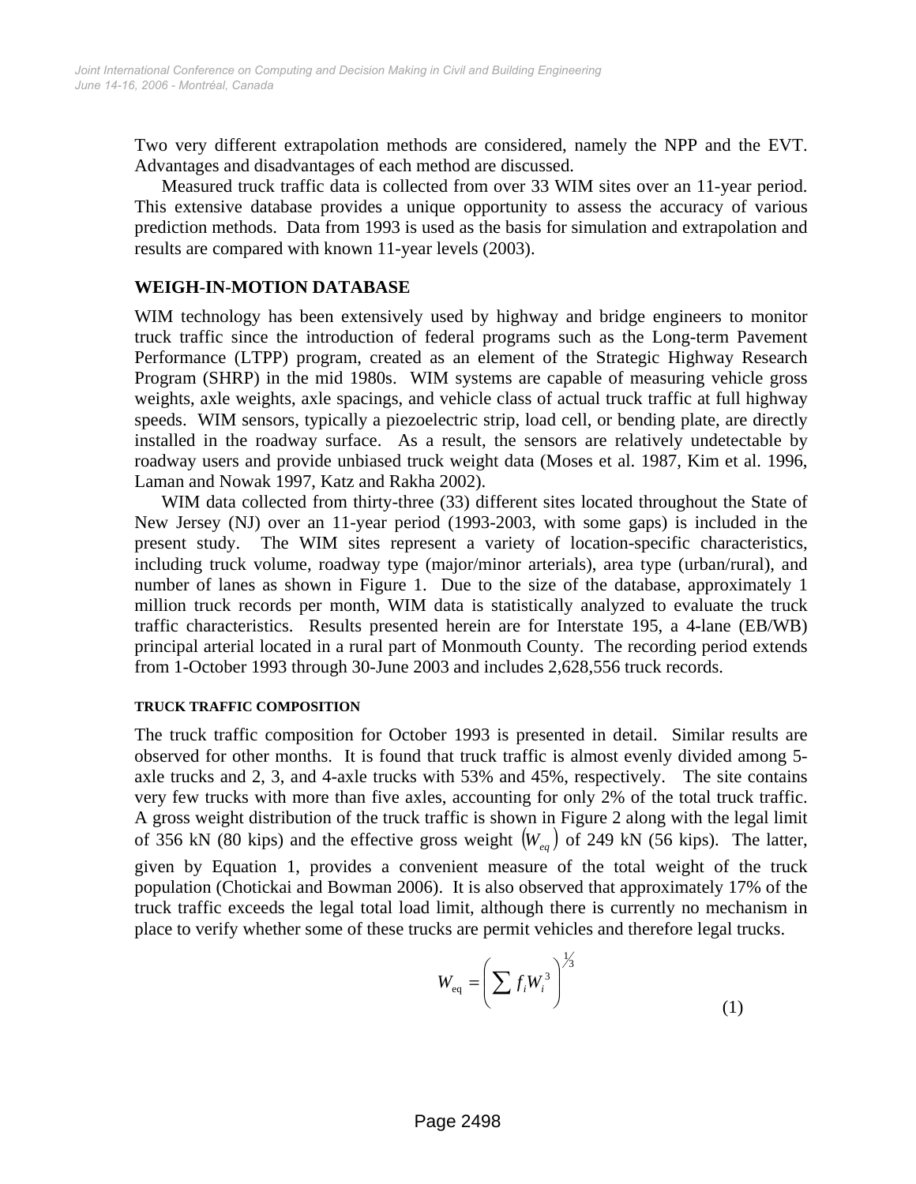Two very different extrapolation methods are considered, namely the NPP and the EVT. Advantages and disadvantages of each method are discussed.

Measured truck traffic data is collected from over 33 WIM sites over an 11-year period. This extensive database provides a unique opportunity to assess the accuracy of various prediction methods. Data from 1993 is used as the basis for simulation and extrapolation and results are compared with known 11-year levels (2003).

## WEIGH-IN-MOTION DATABASE

WIM technology has been extensively used by highway and bridge engineers to monitor truck traffic since the introduction of federal programs such as the Long-term Pavement Performance (LTPP) program, created as an element of the Strategic Highway Research Program (SHRP) in the mid 1980s. WIM systems are capable of measuring vehicle gross weights, axle weights, axle spacings, and vehicle class of actual truck traffic at full highway speeds. WIM sensors, typically a piezoelectric strip, load cell, or bending plate, are directly installed in the roadway surface. As a result, the sensors are relatively undetectable by roadway users and provide unbiased truck weight data (Moses et al. 1987, Kim et al. 1996, Laman and Nowak 1997, Katz and Rakha 2002).

WIM data collected from thirty-three (33) different sites located throughout the State of New Jersey (NJ) over an 11-year period (1993-2003, with some gaps) is included in the present study. The WIM sites represent a variety of location-specific characteristics, including truck volume, roadway type (major/minor arterials), area type (urban/rural), and number of lanes as shown in Figure 1. Due to the size of the database, approximately 1 million truck records per month, WIM data is statistically analyzed to evaluate the truck traffic characteristics. Results presented herein are for Interstate 195, a 4-lane (EB/WB) principal arterial located in a rural part of Monmouth County. The recording period extends from 1-October 1993 through 30-June 2003 and includes 2,628,556 truck records.

### TRUCK TRAFFIC COMPOSITION

The truck traffic composition for October 1993 is presented in detail. Similar results are observed for other months. It is found that truck traffic is almost evenly divided among 5-axle trucks and 2, 3, and 4-axle trucks with 53% and 45%, respectively. The site contains very few trucks with more than five axles, accounting for only 2% of the total truck traffic. A gross weight distribution of the truck traffic is shown in Figure 2 along with the legal limit of 356 kN (80 kips) and the effective gross weight $(W_{eq})$ of 249 kN (56 kips). The latter, given by Equation 1, provides a convenient measure of the total weight of the truck population (Chotickai and Bowman 2006). It is also observed that approximately 17% of the truck traffic exceeds the legal total load limit, although there is currently no mechanism in place to verify whether some of these trucks are permit vehicles and therefore legal trucks.

$$W_{\text{eq}} = \left( \sum f_i W_i^{\,3} \right)^{1/3} \tag{1}$$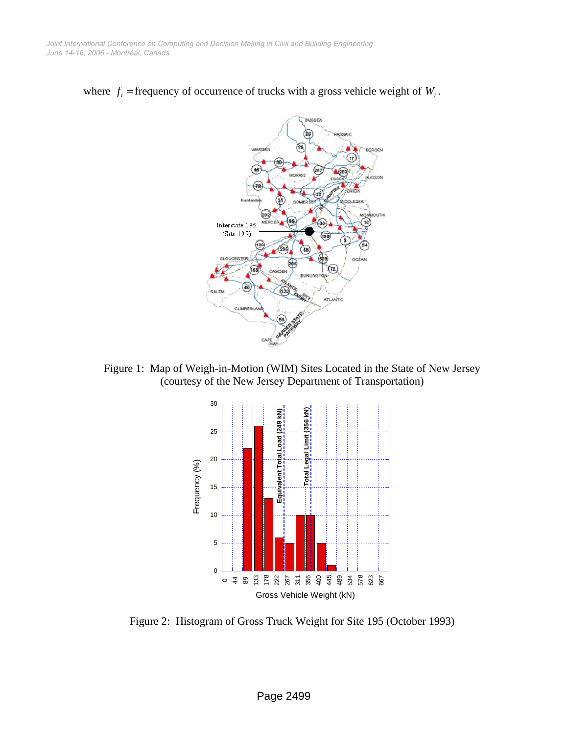where $f_i$ = frequency of occurrence of trucks with a gross vehicle weight of $W_i$.

Figure 1: Map of Weigh-in-Motion (WIM) Sites Located in the State of New Jersey (courtesy of the New Jersey Department of Transportation)

Figure 2: Histogram of Gross Truck Weight for Site 195 (October 1993)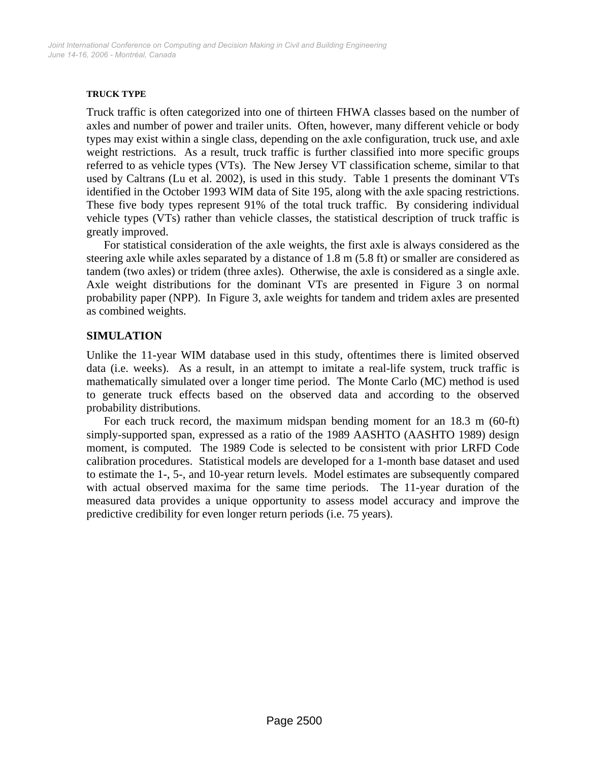#### TRUCK TYPE

Truck traffic is often categorized into one of thirteen FHWA classes based on the number of axles and number of power and trailer units. Often, however, many different vehicle or body types may exist within a single class, depending on the axle configuration, truck use, and axle weight restrictions. As a result, truck traffic is further classified into more specific groups referred to as vehicle types (VTs). The New Jersey VT classification scheme, similar to that used by Caltrans (Lu et al. 2002), is used in this study. Table 1 presents the dominant VTs identified in the October 1993 WIM data of Site 195, along with the axle spacing restrictions. These five body types represent 91% of the total truck traffic. By considering individual vehicle types (VTs) rather than vehicle classes, the statistical description of truck traffic is greatly improved.

For statistical consideration of the axle weights, the first axle is always considered as the steering axle while axles separated by a distance of 1.8 m (5.8 ft) or smaller are considered as tandem (two axles) or tridem (three axles). Otherwise, the axle is considered as a single axle. Axle weight distributions for the dominant VTs are presented in Figure 3 on normal probability paper (NPP). In Figure 3, axle weights for tandem and tridem axles are presented as combined weights.

### SIMULATION

Unlike the 11-year WIM database used in this study, oftentimes there is limited observed data (i.e. weeks). As a result, in an attempt to imitate a real-life system, truck traffic is mathematically simulated over a longer time period. The Monte Carlo (MC) method is used to generate truck effects based on the observed data and according to the observed probability distributions.

For each truck record, the maximum midspan bending moment for an 18.3 m (60-ft) simply-supported span, expressed as a ratio of the 1989 AASHTO (AASHTO 1989) design moment, is computed. The 1989 Code is selected to be consistent with prior LRFD Code calibration procedures. Statistical models are developed for a 1-month base dataset and used to estimate the 1-, 5-, and 10-year return levels. Model estimates are subsequently compared with actual observed maxima for the same time periods. The 11-year duration of the measured data provides a unique opportunity to assess model accuracy and improve the predictive credibility for even longer return periods (i.e. 75 years).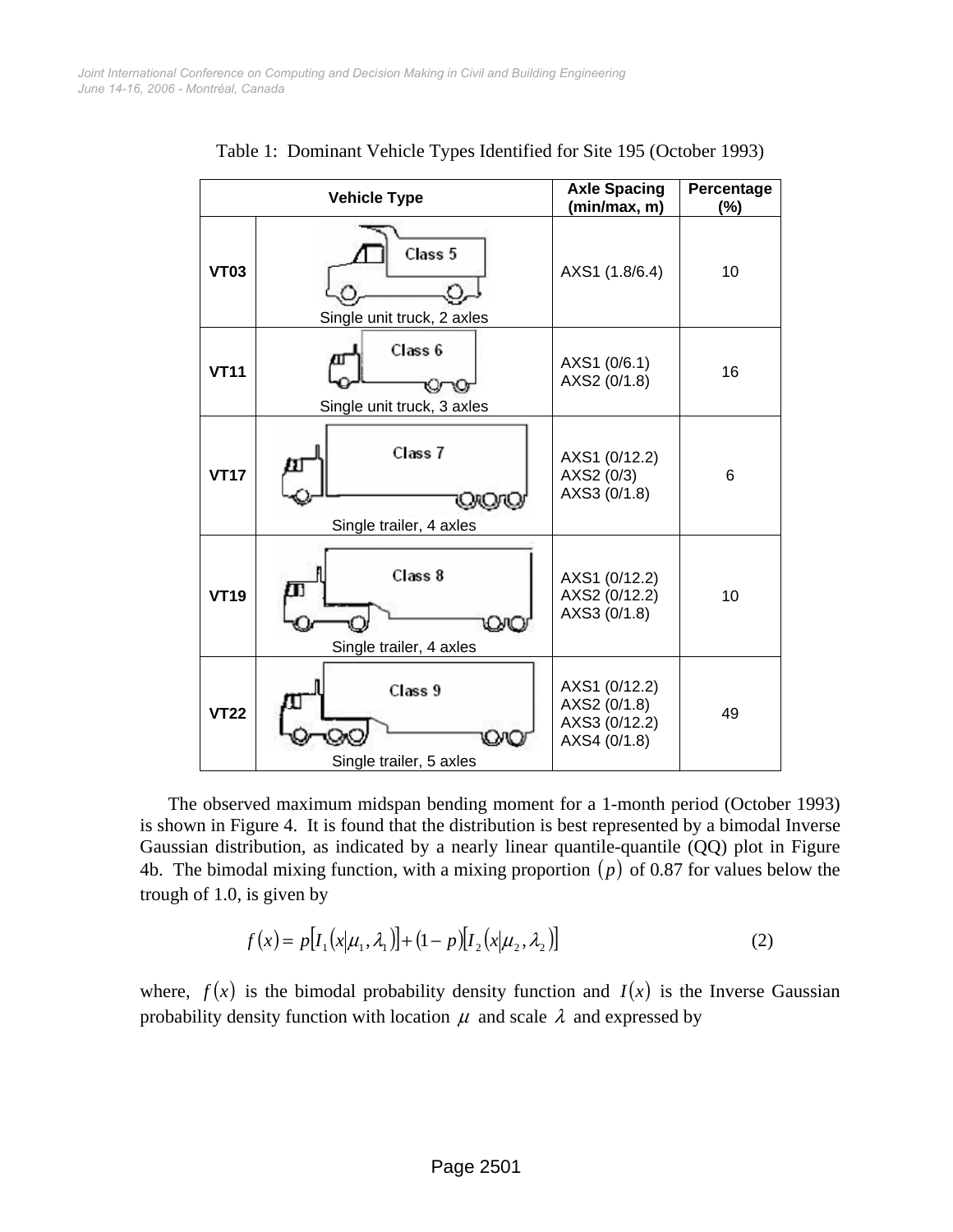Table 1: Dominant Vehicle Types Identified for Site 195 (October 1993)

| Vehicle Type | | Axle Spacing (min/max, m) | Percentage (%) |
|---|---|---|---|
| VT03 | Class 5 – Single unit truck, 2 axles | AXS1 (1.8/6.4) | 10 |
| VT11 | Class 6 – Single unit truck, 3 axles | AXS1 (0/6.1)<br>AXS2 (0/1.8) | 16 |
| VT17 | Class 7 – Single trailer, 4 axles | AXS1 (0/12.2)<br>AXS2 (0/3)<br>AXS3 (0/1.8) | 6 |
| VT19 | Class 8 – Single trailer, 4 axles | AXS1 (0/12.2)<br>AXS2 (0/12.2)<br>AXS3 (0/1.8) | 10 |
| VT22 | Class 9 – Single trailer, 5 axles | AXS1 (0/12.2)<br>AXS2 (0/1.8)<br>AXS3 (0/12.2)<br>AXS4 (0/1.8) | 49 |

The observed maximum midspan bending moment for a 1-month period (October 1993) is shown in Figure 4. It is found that the distribution is best represented by a bimodal Inverse Gaussian distribution, as indicated by a nearly linear quantile-quantile (QQ) plot in Figure 4b. The bimodal mixing function, with a mixing proportion $(p)$ of 0.87 for values below the trough of 1.0, is given by

$$f(x) = p\left[I_1\left(x \middle| \mu_1, \lambda_1\right)\right] + (1-p)\left[I_2\left(x \middle| \mu_2, \lambda_2\right)\right] \tag{2}$$

where, $f(x)$ is the bimodal probability density function and $I(x)$ is the Inverse Gaussian probability density function with location $\mu$ and scale $\lambda$ and expressed by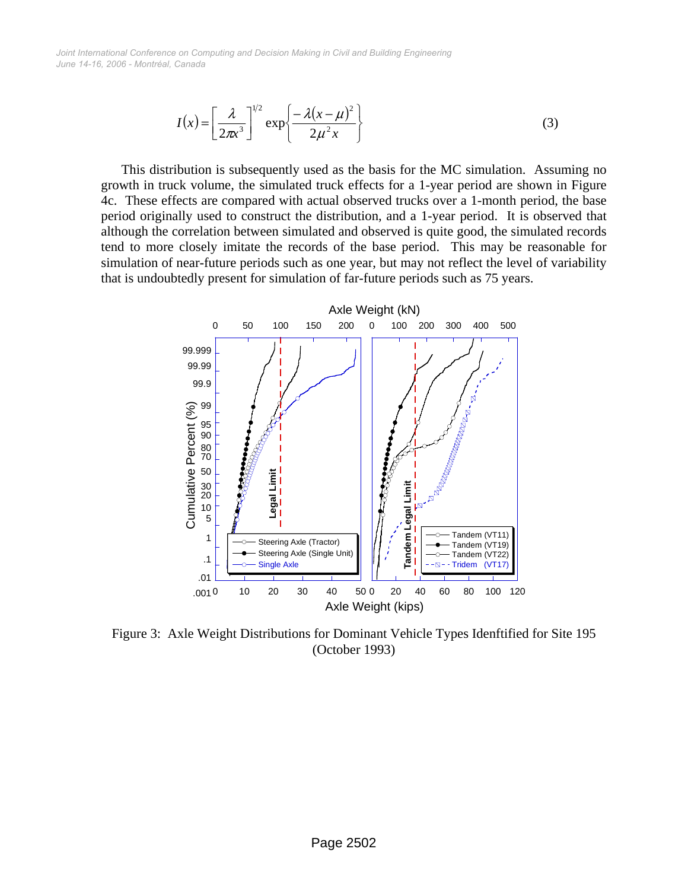$$I(x) = \left[\frac{\lambda}{2\pi x^3}\right]^{1/2} \exp\left\{\frac{-\lambda(x-\mu)^2}{2\mu^2 x}\right\} \tag{3}$$

This distribution is subsequently used as the basis for the MC simulation. Assuming no growth in truck volume, the simulated truck effects for a 1-year period are shown in Figure 4c. These effects are compared with actual observed trucks over a 1-month period, the base period originally used to construct the distribution, and a 1-year period. It is observed that although the correlation between simulated and observed is quite good, the simulated records tend to more closely imitate the records of the base period. This may be reasonable for simulation of near-future periods such as one year, but may not reflect the level of variability that is undoubtedly present for simulation of far-future periods such as 75 years.

Figure 3: Axle Weight Distributions for Dominant Vehicle Types Idenftified for Site 195 (October 1993)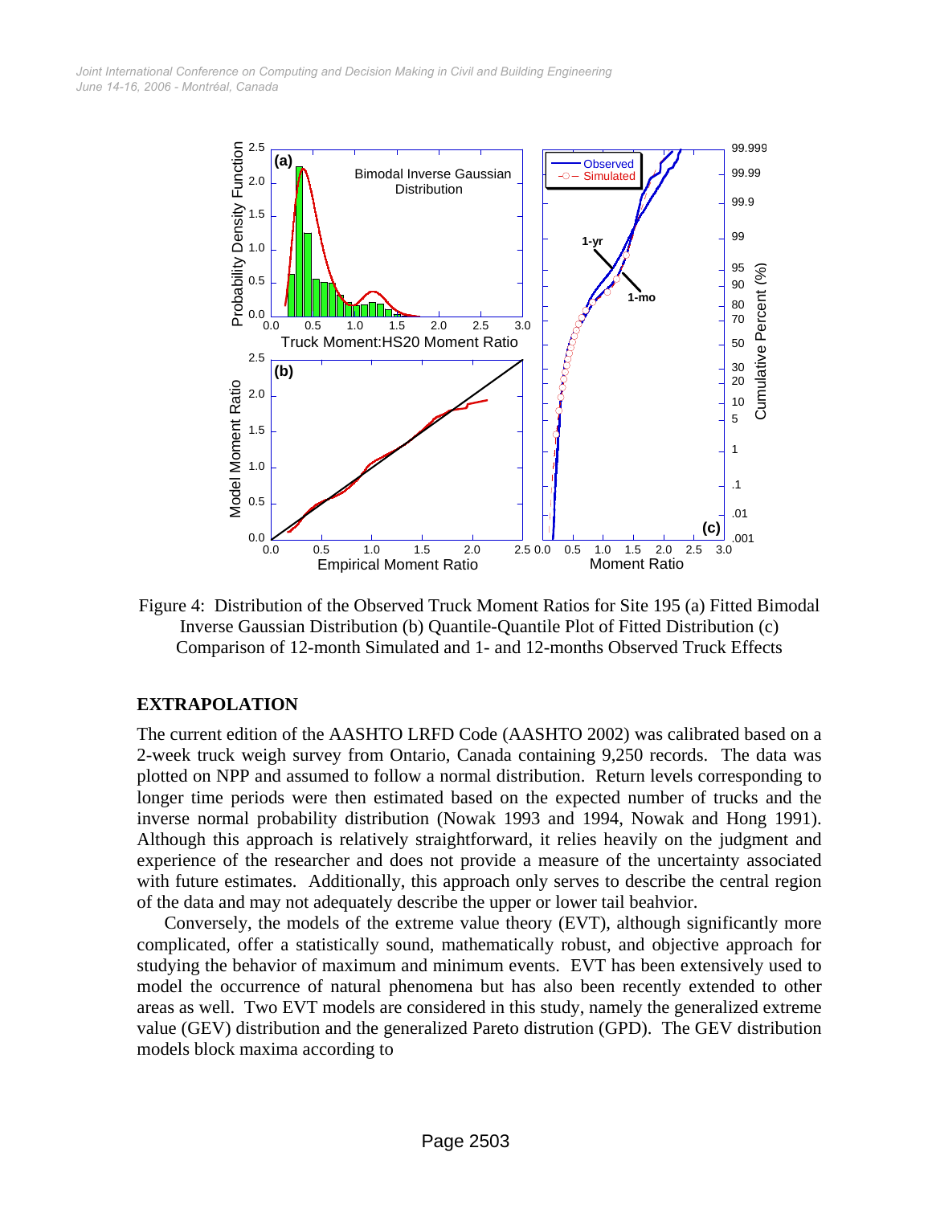Figure 4: Distribution of the Observed Truck Moment Ratios for Site 195 (a) Fitted Bimodal Inverse Gaussian Distribution (b) Quantile-Quantile Plot of Fitted Distribution (c) Comparison of 12-month Simulated and 1- and 12-months Observed Truck Effects

## EXTRAPOLATION

The current edition of the AASHTO LRFD Code (AASHTO 2002) was calibrated based on a 2-week truck weigh survey from Ontario, Canada containing 9,250 records. The data was plotted on NPP and assumed to follow a normal distribution. Return levels corresponding to longer time periods were then estimated based on the expected number of trucks and the inverse normal probability distribution (Nowak 1993 and 1994, Nowak and Hong 1991). Although this approach is relatively straightforward, it relies heavily on the judgment and experience of the researcher and does not provide a measure of the uncertainty associated with future estimates. Additionally, this approach only serves to describe the central region of the data and may not adequately describe the upper or lower tail beahvior.

Conversely, the models of the extreme value theory (EVT), although significantly more complicated, offer a statistically sound, mathematically robust, and objective approach for studying the behavior of maximum and minimum events. EVT has been extensively used to model the occurrence of natural phenomena but has also been recently extended to other areas as well. Two EVT models are considered in this study, namely the generalized extreme value (GEV) distribution and the generalized Pareto distrution (GPD). The GEV distribution models block maxima according to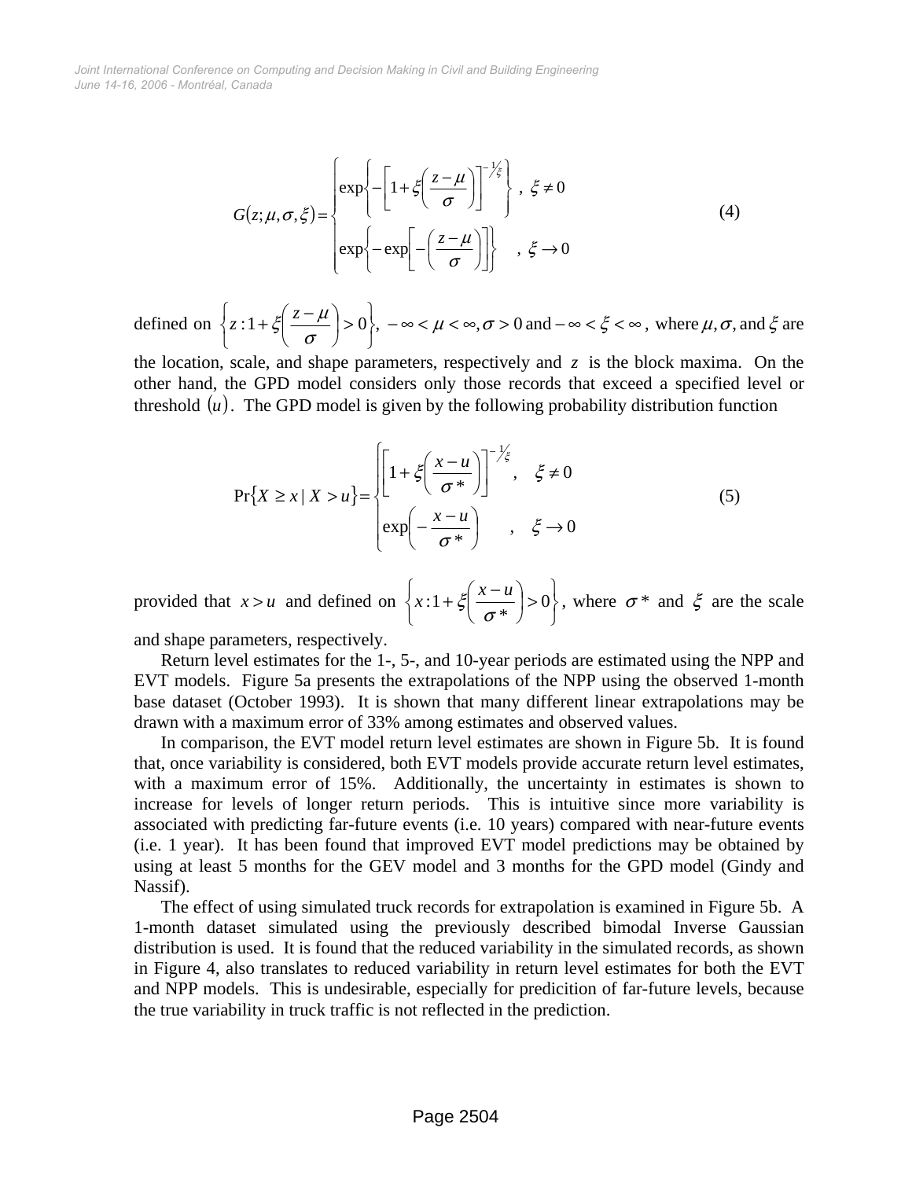$$G(z;\mu,\sigma,\xi)=\begin{cases}\exp\left\{-\left[1+\xi\left(\dfrac{z-\mu}{\sigma}\right)\right]^{-1/\xi}\right\}, & \xi\neq 0\\[2ex] \exp\left\{-\exp\left[-\left(\dfrac{z-\mu}{\sigma}\right)\right]\right\}, & \xi\to 0\end{cases}\tag{4}$$

defined on $\left\{z:1+\xi\left(\dfrac{z-\mu}{\sigma}\right)>0\right\}$, $-\infty<\mu<\infty, \sigma>0$ and $-\infty<\xi<\infty$, where $\mu,\sigma,$ and $\xi$ are the location, scale, and shape parameters, respectively and $z$ is the block maxima. On the other hand, the GPD model considers only those records that exceed a specified level or threshold $(u)$. The GPD model is given by the following probability distribution function

$$\Pr\{X\geq x\mid X>u\}=\begin{cases}\left[1+\xi\left(\dfrac{x-u}{\sigma^*}\right)\right]^{-1/\xi}, & \xi\neq 0\\[2ex] \exp\left(-\dfrac{x-u}{\sigma^*}\right), & \xi\to 0\end{cases}\tag{5}$$

provided that $x>u$ and defined on $\left\{x:1+\xi\left(\dfrac{x-u}{\sigma^*}\right)>0\right\}$, where $\sigma^*$ and $\xi$ are the scale and shape parameters, respectively.

Return level estimates for the 1-, 5-, and 10-year periods are estimated using the NPP and EVT models. Figure 5a presents the extrapolations of the NPP using the observed 1-month base dataset (October 1993). It is shown that many different linear extrapolations may be drawn with a maximum error of 33% among estimates and observed values.

In comparison, the EVT model return level estimates are shown in Figure 5b. It is found that, once variability is considered, both EVT models provide accurate return level estimates, with a maximum error of 15%. Additionally, the uncertainty in estimates is shown to increase for levels of longer return periods. This is intuitive since more variability is associated with predicting far-future events (i.e. 10 years) compared with near-future events (i.e. 1 year). It has been found that improved EVT model predictions may be obtained by using at least 5 months for the GEV model and 3 months for the GPD model (Gindy and Nassif).

The effect of using simulated truck records for extrapolation is examined in Figure 5b. A 1-month dataset simulated using the previously described bimodal Inverse Gaussian distribution is used. It is found that the reduced variability in the simulated records, as shown in Figure 4, also translates to reduced variability in return level estimates for both the EVT and NPP models. This is undesirable, especially for predicition of far-future levels, because the true variability in truck traffic is not reflected in the prediction.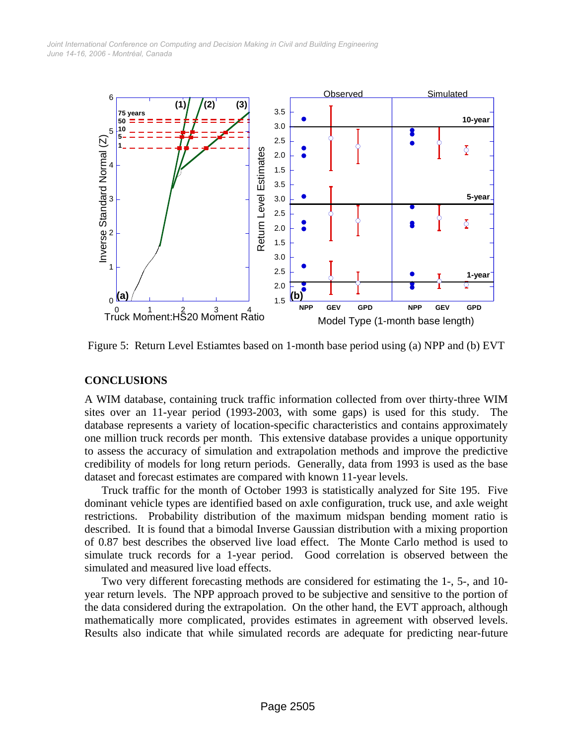Figure 5: Return Level Estiamtes based on 1-month base period using (a) NPP and (b) EVT

## CONCLUSIONS

A WIM database, containing truck traffic information collected from over thirty-three WIM sites over an 11-year period (1993-2003, with some gaps) is used for this study. The database represents a variety of location-specific characteristics and contains approximately one million truck records per month. This extensive database provides a unique opportunity to assess the accuracy of simulation and extrapolation methods and improve the predictive credibility of models for long return periods. Generally, data from 1993 is used as the base dataset and forecast estimates are compared with known 11-year levels.

Truck traffic for the month of October 1993 is statistically analyzed for Site 195. Five dominant vehicle types are identified based on axle configuration, truck use, and axle weight restrictions. Probability distribution of the maximum midspan bending moment ratio is described. It is found that a bimodal Inverse Gaussian distribution with a mixing proportion of 0.87 best describes the observed live load effect. The Monte Carlo method is used to simulate truck records for a 1-year period. Good correlation is observed between the simulated and measured live load effects.

Two very different forecasting methods are considered for estimating the 1-, 5-, and 10-year return levels. The NPP approach proved to be subjective and sensitive to the portion of the data considered during the extrapolation. On the other hand, the EVT approach, although mathematically more complicated, provides estimates in agreement with observed levels. Results also indicate that while simulated records are adequate for predicting near-future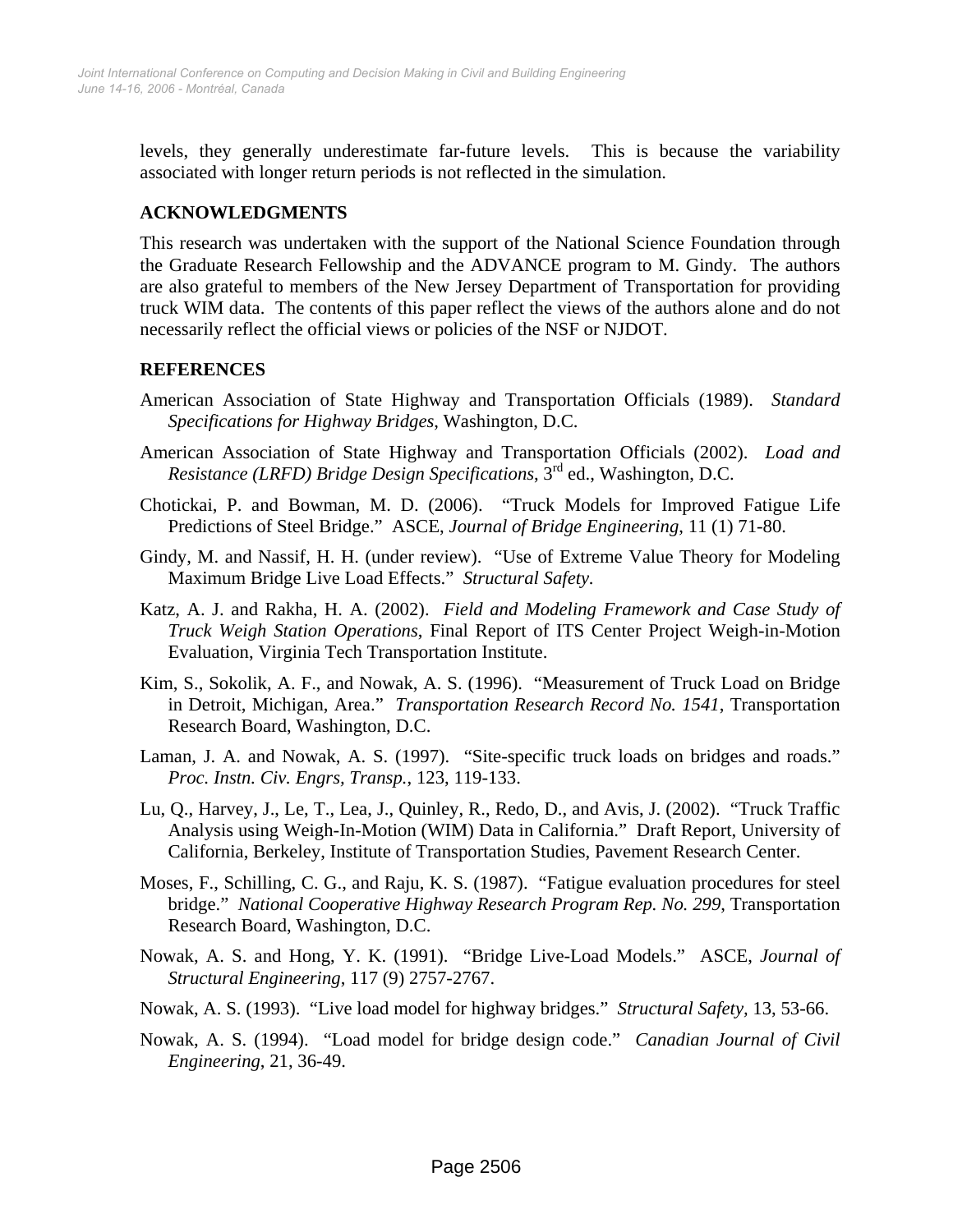levels, they generally underestimate far-future levels. This is because the variability associated with longer return periods is not reflected in the simulation.

## ACKNOWLEDGMENTS

This research was undertaken with the support of the National Science Foundation through the Graduate Research Fellowship and the ADVANCE program to M. Gindy. The authors are also grateful to members of the New Jersey Department of Transportation for providing truck WIM data. The contents of this paper reflect the views of the authors alone and do not necessarily reflect the official views or policies of the NSF or NJDOT.

## REFERENCES

American Association of State Highway and Transportation Officials (1989). *Standard Specifications for Highway Bridges*, Washington, D.C.

American Association of State Highway and Transportation Officials (2002). *Load and Resistance (LRFD) Bridge Design Specifications*, 3rd ed., Washington, D.C.

Chotickai, P. and Bowman, M. D. (2006). "Truck Models for Improved Fatigue Life Predictions of Steel Bridge." ASCE, *Journal of Bridge Engineering*, 11 (1) 71-80.

Gindy, M. and Nassif, H. H. (under review). "Use of Extreme Value Theory for Modeling Maximum Bridge Live Load Effects." *Structural Safety*.

Katz, A. J. and Rakha, H. A. (2002). *Field and Modeling Framework and Case Study of Truck Weigh Station Operations*, Final Report of ITS Center Project Weigh-in-Motion Evaluation, Virginia Tech Transportation Institute.

Kim, S., Sokolik, A. F., and Nowak, A. S. (1996). "Measurement of Truck Load on Bridge in Detroit, Michigan, Area." *Transportation Research Record No. 1541*, Transportation Research Board, Washington, D.C.

Laman, J. A. and Nowak, A. S. (1997). "Site-specific truck loads on bridges and roads." *Proc. Instn. Civ. Engrs, Transp.*, 123, 119-133.

Lu, Q., Harvey, J., Le, T., Lea, J., Quinley, R., Redo, D., and Avis, J. (2002). "Truck Traffic Analysis using Weigh-In-Motion (WIM) Data in California." Draft Report, University of California, Berkeley, Institute of Transportation Studies, Pavement Research Center.

Moses, F., Schilling, C. G., and Raju, K. S. (1987). "Fatigue evaluation procedures for steel bridge." *National Cooperative Highway Research Program Rep. No. 299*, Transportation Research Board, Washington, D.C.

Nowak, A. S. and Hong, Y. K. (1991). "Bridge Live-Load Models." ASCE, *Journal of Structural Engineering*, 117 (9) 2757-2767.

Nowak, A. S. (1993). "Live load model for highway bridges." *Structural Safety*, 13, 53-66.

Nowak, A. S. (1994). "Load model for bridge design code." *Canadian Journal of Civil Engineering*, 21, 36-49.